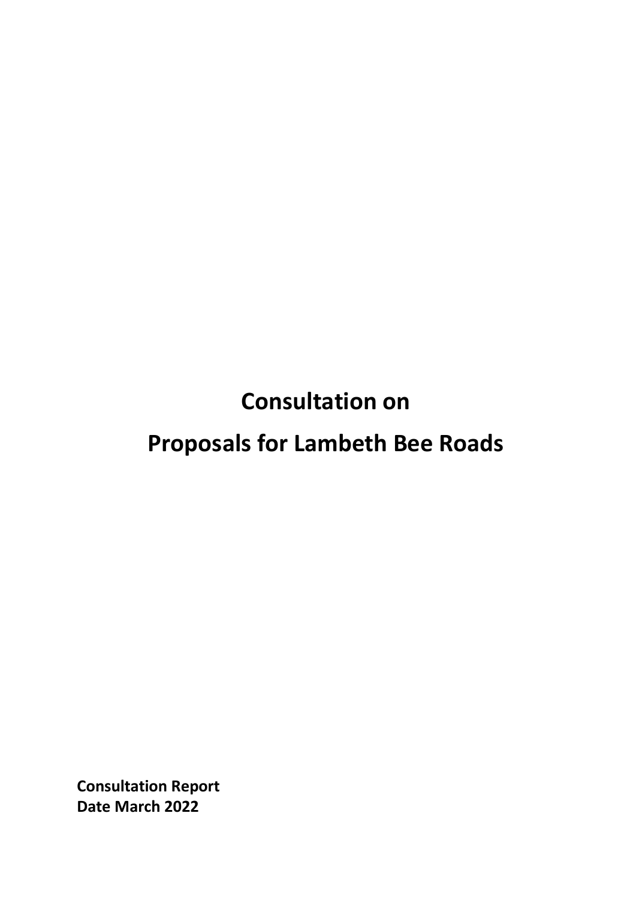# Consultation on

# Proposals for Lambeth Bee Roads

**Consultation Report**
**Date March 2022**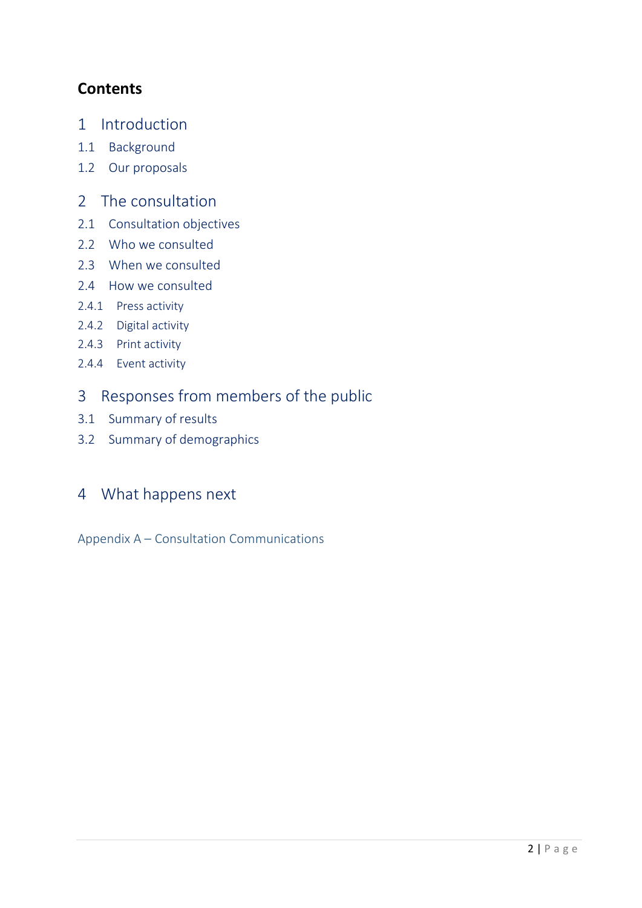## Contents

1 Introduction

1.1 Background

1.2 Our proposals

2 The consultation

2.1 Consultation objectives

2.2 Who we consulted

2.3 When we consulted

2.4 How we consulted

2.4.1 Press activity

2.4.2 Digital activity

2.4.3 Print activity

2.4.4 Event activity

3 Responses from members of the public

3.1 Summary of results

3.2 Summary of demographics

4 What happens next

Appendix A – Consultation Communications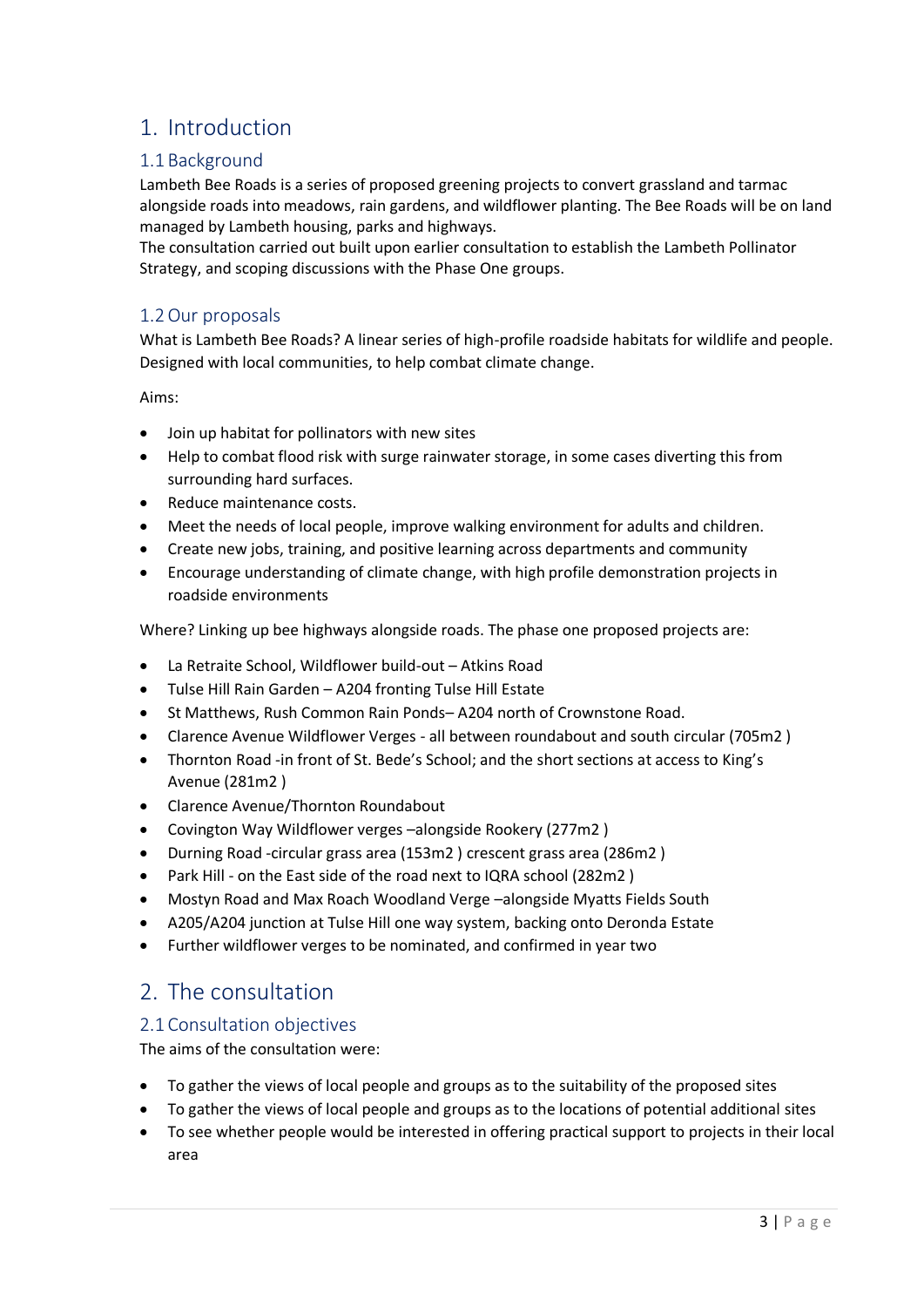# 1. Introduction

## 1.1 Background

Lambeth Bee Roads is a series of proposed greening projects to convert grassland and tarmac alongside roads into meadows, rain gardens, and wildflower planting. The Bee Roads will be on land managed by Lambeth housing, parks and highways.
The consultation carried out built upon earlier consultation to establish the Lambeth Pollinator Strategy, and scoping discussions with the Phase One groups.

## 1.2 Our proposals

What is Lambeth Bee Roads? A linear series of high-profile roadside habitats for wildlife and people. Designed with local communities, to help combat climate change.

Aims:

- Join up habitat for pollinators with new sites
- Help to combat flood risk with surge rainwater storage, in some cases diverting this from surrounding hard surfaces.
- Reduce maintenance costs.
- Meet the needs of local people, improve walking environment for adults and children.
- Create new jobs, training, and positive learning across departments and community
- Encourage understanding of climate change, with high profile demonstration projects in roadside environments

Where? Linking up bee highways alongside roads. The phase one proposed projects are:

- La Retraite School, Wildflower build-out – Atkins Road
- Tulse Hill Rain Garden – A204 fronting Tulse Hill Estate
- St Matthews, Rush Common Rain Ponds– A204 north of Crownstone Road.
- Clarence Avenue Wildflower Verges - all between roundabout and south circular (705m2 )
- Thornton Road -in front of St. Bede's School; and the short sections at access to King's Avenue (281m2 )
- Clarence Avenue/Thornton Roundabout
- Covington Way Wildflower verges –alongside Rookery (277m2 )
- Durning Road -circular grass area (153m2 ) crescent grass area (286m2 )
- Park Hill - on the East side of the road next to IQRA school (282m2 )
- Mostyn Road and Max Roach Woodland Verge –alongside Myatts Fields South
- A205/A204 junction at Tulse Hill one way system, backing onto Deronda Estate
- Further wildflower verges to be nominated, and confirmed in year two

# 2. The consultation

## 2.1 Consultation objectives

The aims of the consultation were:

- To gather the views of local people and groups as to the suitability of the proposed sites
- To gather the views of local people and groups as to the locations of potential additional sites
- To see whether people would be interested in offering practical support to projects in their local area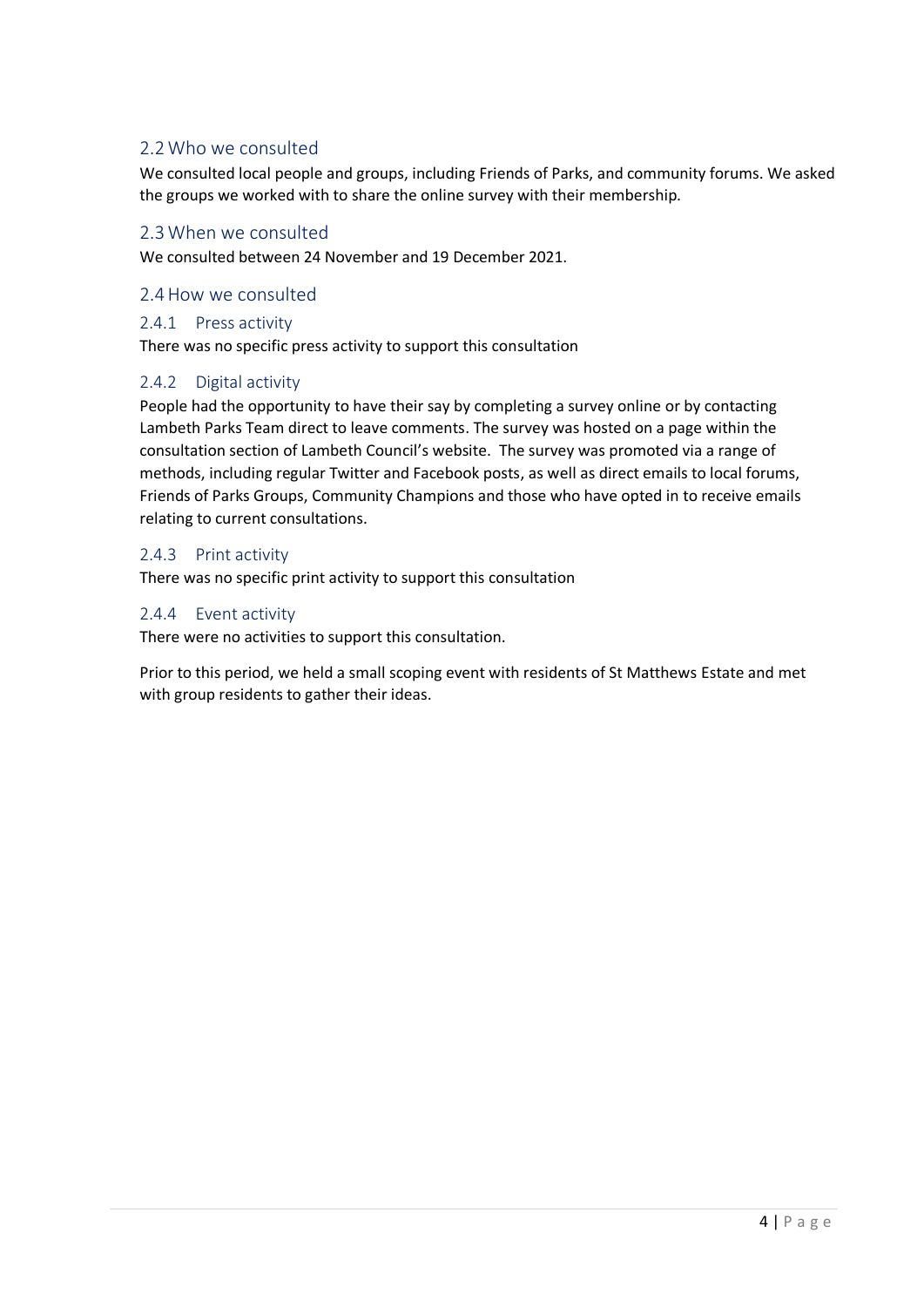## 2.2 Who we consulted

We consulted local people and groups, including Friends of Parks, and community forums. We asked the groups we worked with to share the online survey with their membership.

## 2.3 When we consulted

We consulted between 24 November and 19 December 2021.

## 2.4 How we consulted

### 2.4.1 Press activity

There was no specific press activity to support this consultation

### 2.4.2 Digital activity

People had the opportunity to have their say by completing a survey online or by contacting Lambeth Parks Team direct to leave comments. The survey was hosted on a page within the consultation section of Lambeth Council's website. The survey was promoted via a range of methods, including regular Twitter and Facebook posts, as well as direct emails to local forums, Friends of Parks Groups, Community Champions and those who have opted in to receive emails relating to current consultations.

### 2.4.3 Print activity

There was no specific print activity to support this consultation

### 2.4.4 Event activity

There were no activities to support this consultation.

Prior to this period, we held a small scoping event with residents of St Matthews Estate and met with group residents to gather their ideas.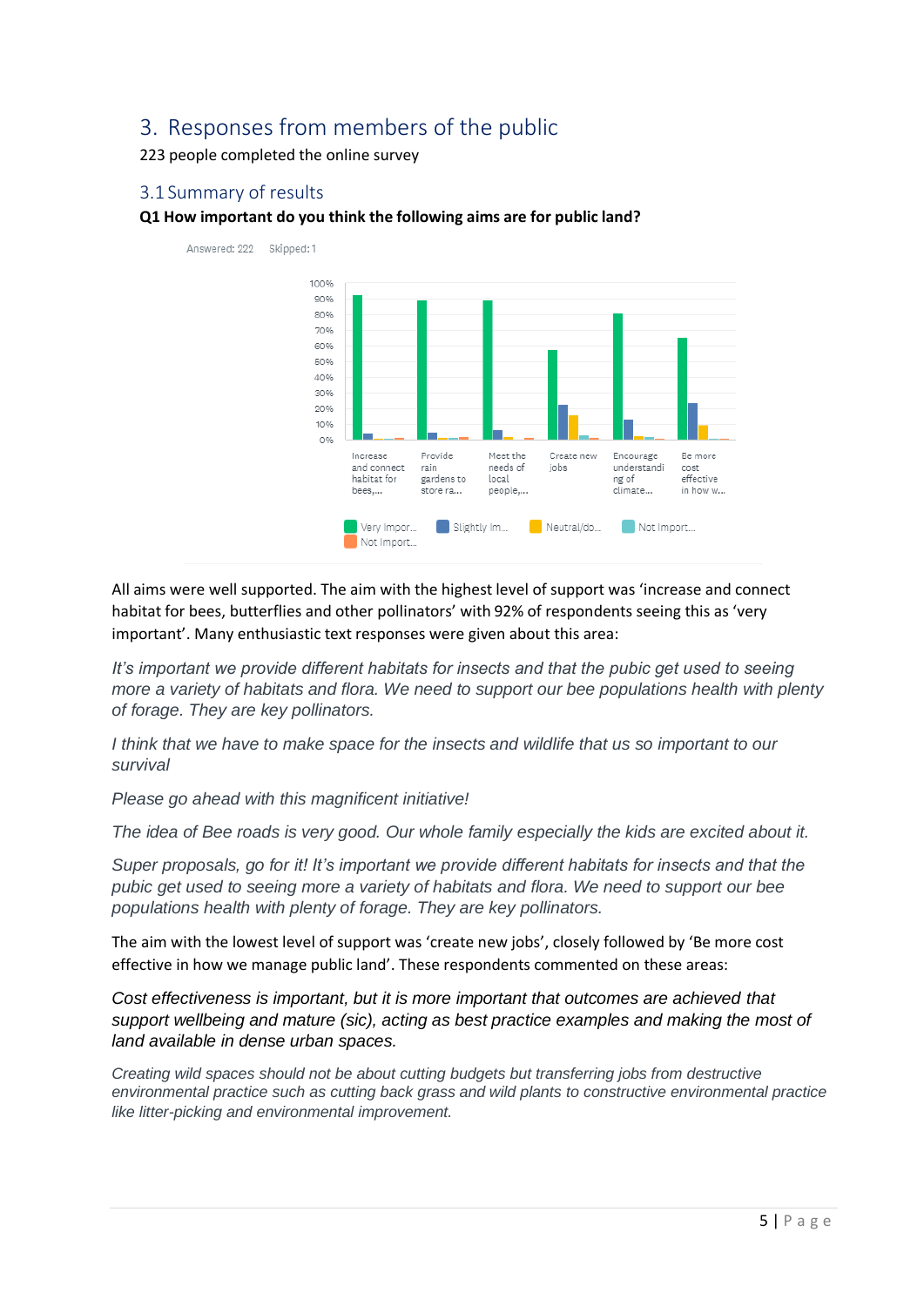## 3. Responses from members of the public

223 people completed the online survey

### 3.1 Summary of results

**Q1 How important do you think the following aims are for public land?**

Answered: 222 Skipped: 1

All aims were well supported. The aim with the highest level of support was 'increase and connect habitat for bees, butterflies and other pollinators' with 92% of respondents seeing this as 'very important'. Many enthusiastic text responses were given about this area:

*It's important we provide different habitats for insects and that the pubic get used to seeing more a variety of habitats and flora. We need to support our bee populations health with plenty of forage. They are key pollinators.*

*I think that we have to make space for the insects and wildlife that us so important to our survival*

*Please go ahead with this magnificent initiative!*

*The idea of Bee roads is very good. Our whole family especially the kids are excited about it.*

*Super proposals, go for it! It's important we provide different habitats for insects and that the pubic get used to seeing more a variety of habitats and flora. We need to support our bee populations health with plenty of forage. They are key pollinators.*

The aim with the lowest level of support was 'create new jobs', closely followed by 'Be more cost effective in how we manage public land'. These respondents commented on these areas:

*Cost effectiveness is important, but it is more important that outcomes are achieved that support wellbeing and mature (sic), acting as best practice examples and making the most of land available in dense urban spaces.*

*Creating wild spaces should not be about cutting budgets but transferring jobs from destructive environmental practice such as cutting back grass and wild plants to constructive environmental practice like litter-picking and environmental improvement.*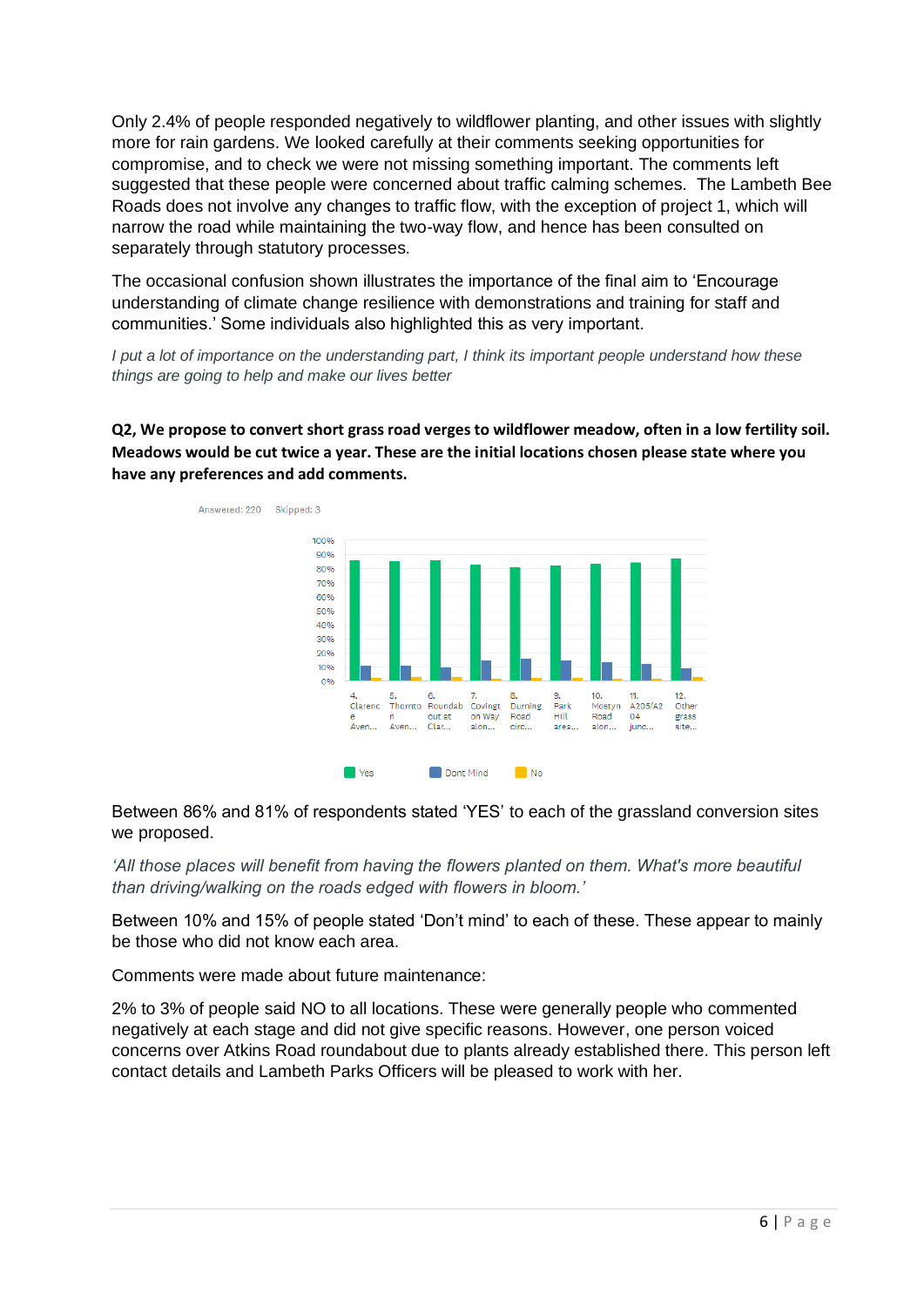Only 2.4% of people responded negatively to wildflower planting, and other issues with slightly more for rain gardens. We looked carefully at their comments seeking opportunities for compromise, and to check we were not missing something important. The comments left suggested that these people were concerned about traffic calming schemes. The Lambeth Bee Roads does not involve any changes to traffic flow, with the exception of project 1, which will narrow the road while maintaining the two-way flow, and hence has been consulted on separately through statutory processes.

The occasional confusion shown illustrates the importance of the final aim to 'Encourage understanding of climate change resilience with demonstrations and training for staff and communities.' Some individuals also highlighted this as very important.

*I put a lot of importance on the understanding part, I think its important people understand how these things are going to help and make our lives better*

**Q2, We propose to convert short grass road verges to wildflower meadow, often in a low fertility soil. Meadows would be cut twice a year. These are the initial locations chosen please state where you have any preferences and add comments.**

Answered: 220 Skipped: 3

Between 86% and 81% of respondents stated 'YES' to each of the grassland conversion sites we proposed.

*'All those places will benefit from having the flowers planted on them. What's more beautiful than driving/walking on the roads edged with flowers in bloom.'*

Between 10% and 15% of people stated 'Don't mind' to each of these. These appear to mainly be those who did not know each area.

Comments were made about future maintenance:

2% to 3% of people said NO to all locations. These were generally people who commented negatively at each stage and did not give specific reasons. However, one person voiced concerns over Atkins Road roundabout due to plants already established there. This person left contact details and Lambeth Parks Officers will be pleased to work with her.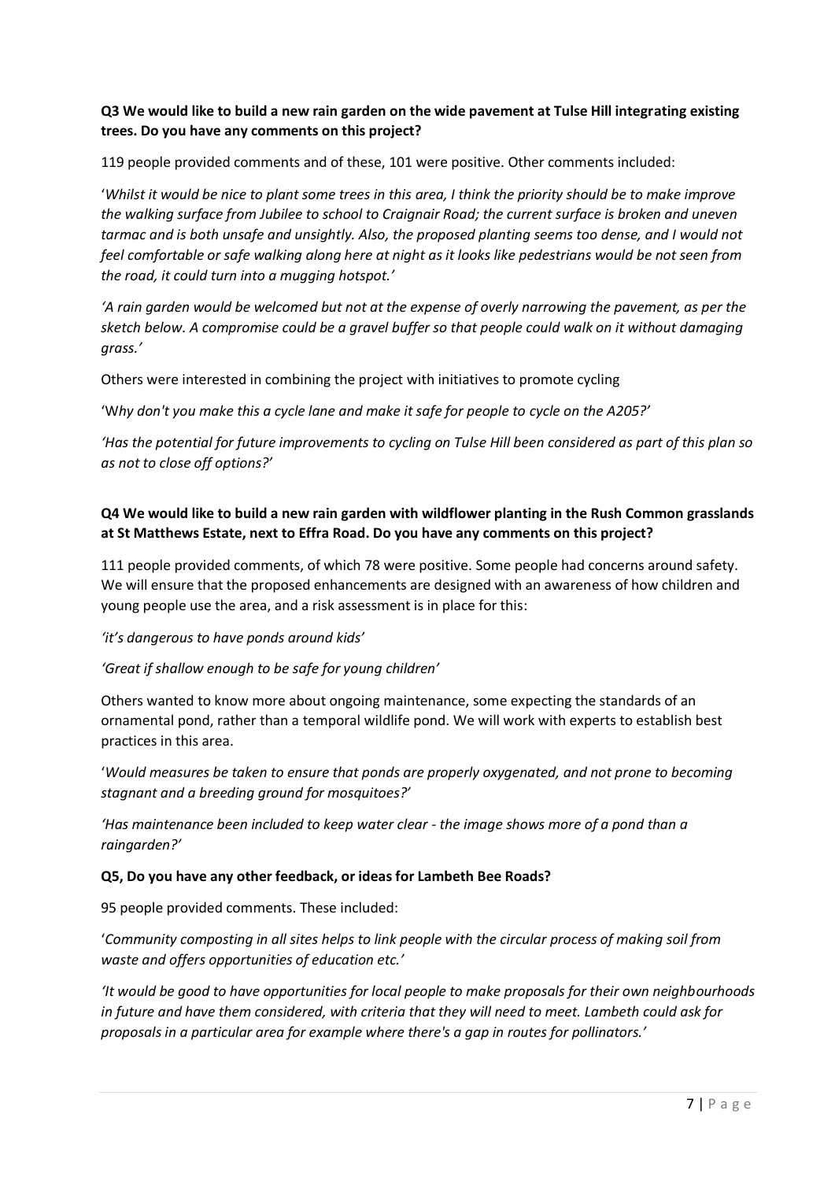**Q3 We would like to build a new rain garden on the wide pavement at Tulse Hill integrating existing trees. Do you have any comments on this project?**

119 people provided comments and of these, 101 were positive. Other comments included:

'*Whilst it would be nice to plant some trees in this area, I think the priority should be to make improve the walking surface from Jubilee to school to Craignair Road; the current surface is broken and uneven tarmac and is both unsafe and unsightly. Also, the proposed planting seems too dense, and I would not feel comfortable or safe walking along here at night as it looks like pedestrians would be not seen from the road, it could turn into a mugging hotspot.'*

*'A rain garden would be welcomed but not at the expense of overly narrowing the pavement, as per the sketch below. A compromise could be a gravel buffer so that people could walk on it without damaging grass.'*

Others were interested in combining the project with initiatives to promote cycling

'W*hy don't you make this a cycle lane and make it safe for people to cycle on the A205?'*

*'Has the potential for future improvements to cycling on Tulse Hill been considered as part of this plan so as not to close off options?'*

**Q4 We would like to build a new rain garden with wildflower planting in the Rush Common grasslands at St Matthews Estate, next to Effra Road. Do you have any comments on this project?**

111 people provided comments, of which 78 were positive. Some people had concerns around safety. We will ensure that the proposed enhancements are designed with an awareness of how children and young people use the area, and a risk assessment is in place for this:

*'it's dangerous to have ponds around kids'*

*'Great if shallow enough to be safe for young children'*

Others wanted to know more about ongoing maintenance, some expecting the standards of an ornamental pond, rather than a temporal wildlife pond. We will work with experts to establish best practices in this area.

'*Would measures be taken to ensure that ponds are properly oxygenated, and not prone to becoming stagnant and a breeding ground for mosquitoes?'*

*'Has maintenance been included to keep water clear - the image shows more of a pond than a raingarden?'*

**Q5, Do you have any other feedback, or ideas for Lambeth Bee Roads?**

95 people provided comments. These included:

'*Community composting in all sites helps to link people with the circular process of making soil from waste and offers opportunities of education etc.'*

*'It would be good to have opportunities for local people to make proposals for their own neighbourhoods in future and have them considered, with criteria that they will need to meet. Lambeth could ask for proposals in a particular area for example where there's a gap in routes for pollinators.'*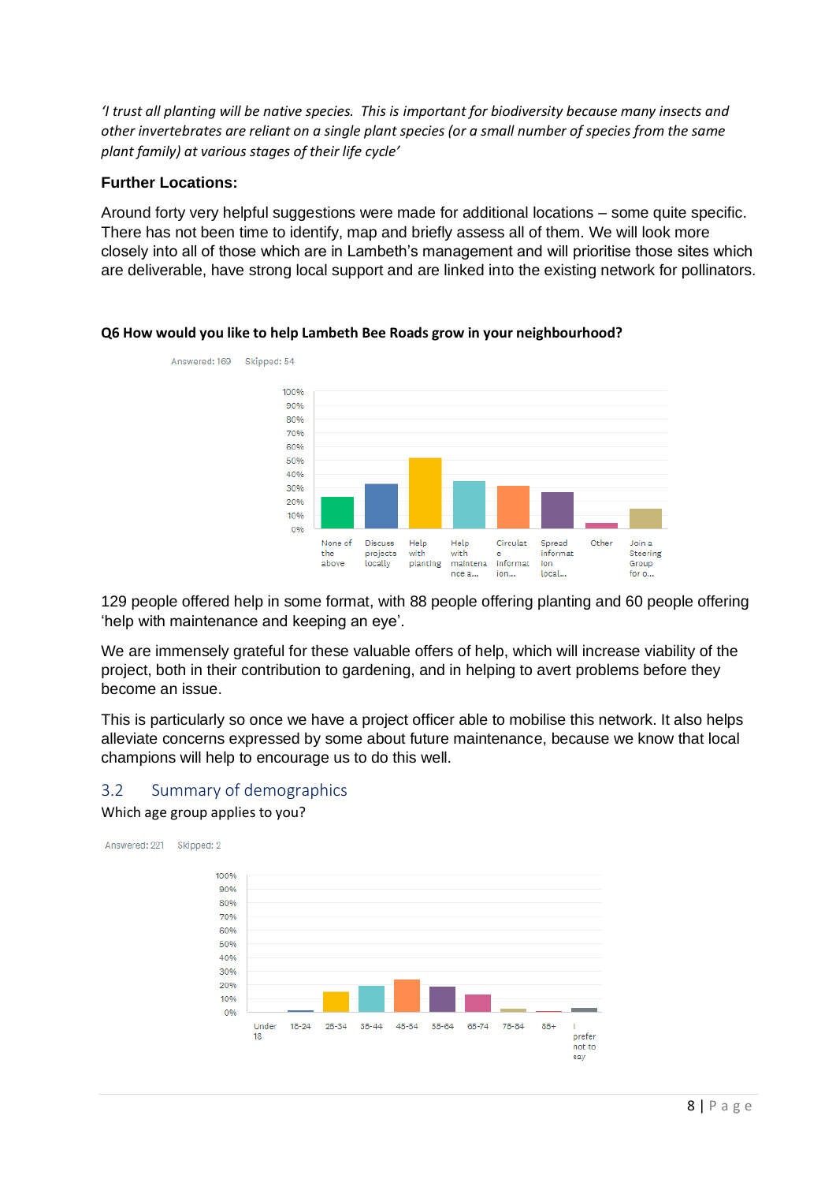*'I trust all planting will be native species. This is important for biodiversity because many insects and other invertebrates are reliant on a single plant species (or a small number of species from the same plant family) at various stages of their life cycle'*

**Further Locations:**

Around forty very helpful suggestions were made for additional locations – some quite specific. There has not been time to identify, map and briefly assess all of them. We will look more closely into all of those which are in Lambeth's management and will prioritise those sites which are deliverable, have strong local support and are linked into the existing network for pollinators.

**Q6 How would you like to help Lambeth Bee Roads grow in your neighbourhood?**

Answered: 169 Skipped: 54

129 people offered help in some format, with 88 people offering planting and 60 people offering 'help with maintenance and keeping an eye'.

We are immensely grateful for these valuable offers of help, which will increase viability of the project, both in their contribution to gardening, and in helping to avert problems before they become an issue.

This is particularly so once we have a project officer able to mobilise this network. It also helps alleviate concerns expressed by some about future maintenance, because we know that local champions will help to encourage us to do this well.

## 3.2 Summary of demographics

Which age group applies to you?

Answered: 221 Skipped: 2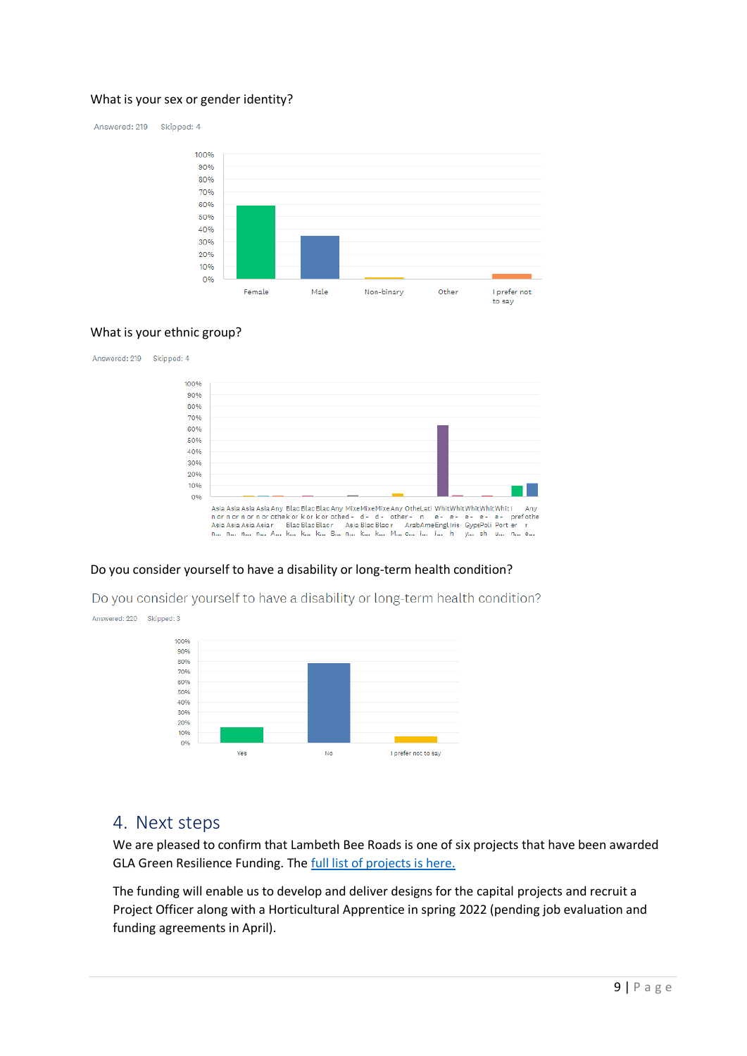What is your sex or gender identity?

Answered: 219 Skipped: 4

What is your ethnic group?

Answered: 219 Skipped: 4

Do you consider yourself to have a disability or long-term health condition?

Do you consider yourself to have a disability or long-term health condition?

Answered: 220 Skipped: 3

## 4. Next steps

We are pleased to confirm that Lambeth Bee Roads is one of six projects that have been awarded GLA Green Resilience Funding. The [full list of projects is here.]

The funding will enable us to develop and deliver designs for the capital projects and recruit a Project Officer along with a Horticultural Apprentice in spring 2022 (pending job evaluation and funding agreements in April).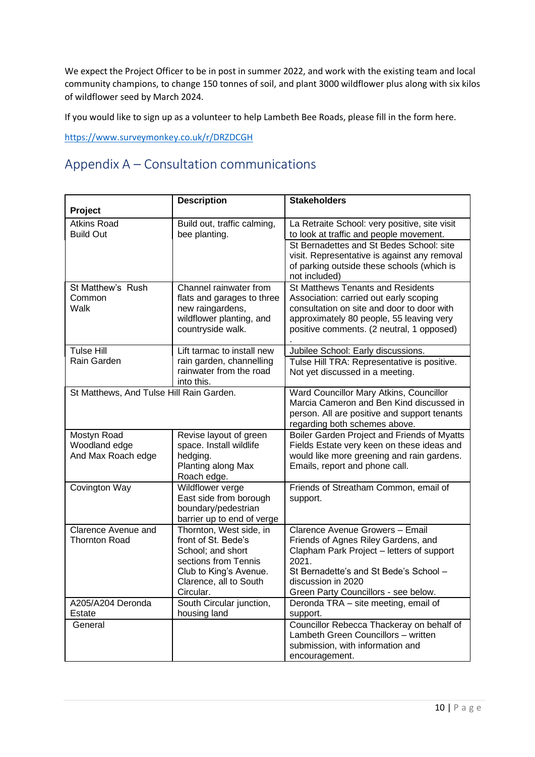We expect the Project Officer to be in post in summer 2022, and work with the existing team and local community champions, to change 150 tonnes of soil, and plant 3000 wildflower plus along with six kilos of wildflower seed by March 2024.

If you would like to sign up as a volunteer to help Lambeth Bee Roads, please fill in the form here.

https://www.surveymonkey.co.uk/r/DRZDCGH

## Appendix A – Consultation communications

| Project | Description | Stakeholders |
|---|---|---|
| Atkins Road Build Out | Build out, traffic calming, bee planting. | La Retraite School: very positive, site visit to look at traffic and people movement. |
| | | St Bernadettes and St Bedes School: site visit. Representative is against any removal of parking outside these schools (which is not included) |
| St Matthew's Rush Common Walk | Channel rainwater from flats and garages to three new raingardens, wildflower planting, and countryside walk. | St Matthews Tenants and Residents Association: carried out early scoping consultation on site and door to door with approximately 80 people, 55 leaving very positive comments. (2 neutral, 1 opposed) . |
| Tulse Hill Rain Garden | Lift tarmac to install new rain garden, channelling rainwater from the road into this. | Jubilee School: Early discussions. |
| | | Tulse Hill TRA: Representative is positive. Not yet discussed in a meeting. |
| St Matthews, And Tulse Hill Rain Garden. | | Ward Councillor Mary Atkins, Councillor Marcia Cameron and Ben Kind discussed in person. All are positive and support tenants regarding both schemes above. |
| Mostyn Road Woodland edge And Max Roach edge | Revise layout of green space. Install wildlife hedging. Planting along Max Roach edge. | Boiler Garden Project and Friends of Myatts Fields Estate very keen on these ideas and would like more greening and rain gardens. Emails, report and phone call. |
| Covington Way | Wildflower verge East side from borough boundary/pedestrian barrier up to end of verge | Friends of Streatham Common, email of support. |
| Clarence Avenue and Thornton Road | Thornton, West side, in front of St. Bede's School; and short sections from Tennis Club to King's Avenue. Clarence, all to South Circular. | Clarence Avenue Growers – Email Friends of Agnes Riley Gardens, and Clapham Park Project – letters of support 2021. St Bernadette's and St Bede's School – discussion in 2020 Green Party Councillors - see below. |
| A205/A204 Deronda Estate | South Circular junction, housing land | Deronda TRA – site meeting, email of support. |
| General | | Councillor Rebecca Thackeray on behalf of Lambeth Green Councillors – written submission, with information and encouragement. |